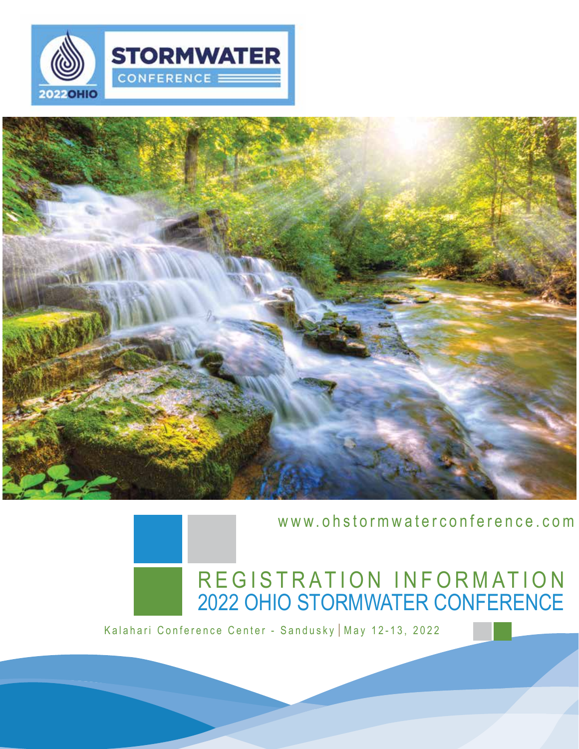STORMWATER CONFERENCE

2022 OHIO

www.ohstormwaterconference.com

# REGISTRATION INFORMATION

## 2022 OHIO STORMWATER CONFERENCE

Kalahari Conference Center - Sandusky | May 12-13, 2022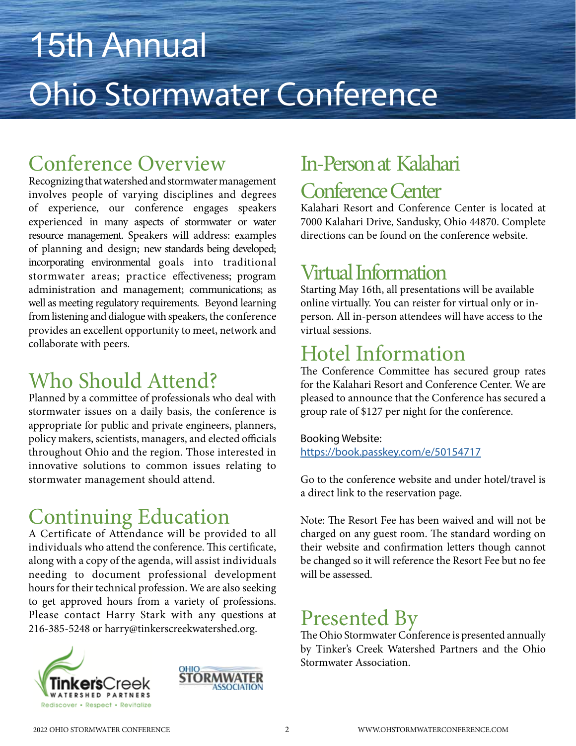# 15th Annual Ohio Stormwater Conference

## Conference Overview

Recognizing that watershed and stormwater management involves people of varying disciplines and degrees of experience, our conference engages speakers experienced in many aspects of stormwater or water resource management. Speakers will address: examples of planning and design; new standards being developed; incorporating environmental goals into traditional stormwater areas; practice effectiveness; program administration and management; communications; as well as meeting regulatory requirements. Beyond learning from listening and dialogue with speakers, the conference provides an excellent opportunity to meet, network and collaborate with peers.

## Who Should Attend?

Planned by a committee of professionals who deal with stormwater issues on a daily basis, the conference is appropriate for public and private engineers, planners, policy makers, scientists, managers, and elected officials throughout Ohio and the region. Those interested in innovative solutions to common issues relating to stormwater management should attend.

## Continuing Education

A Certificate of Attendance will be provided to all individuals who attend the conference. This certificate, along with a copy of the agenda, will assist individuals needing to document professional development hours for their technical profession. We are also seeking to get approved hours from a variety of professions. Please contact Harry Stark with any questions at 216-385-5248 or harry@tinkerscreekwatershed.org.

## In-Person at Kalahari Conference Center

Kalahari Resort and Conference Center is located at 7000 Kalahari Drive, Sandusky, Ohio 44870. Complete directions can be found on the conference website.

## Virtual Information

Starting May 16th, all presentations will be available online virtually. You can reister for virtual only or in-person. All in-person attendees will have access to the virtual sessions.

## Hotel Information

The Conference Committee has secured group rates for the Kalahari Resort and Conference Center. We are pleased to announce that the Conference has secured a group rate of $127 per night for the conference.

Booking Website:
https://book.passkey.com/e/50154717

Go to the conference website and under hotel/travel is a direct link to the reservation page.

Note: The Resort Fee has been waived and will not be charged on any guest room. The standard wording on their website and confirmation letters though cannot be changed so it will reference the Resort Fee but no fee will be assessed.

## Presented By

The Ohio Stormwater Conference is presented annually by Tinker's Creek Watershed Partners and the Ohio Stormwater Association.

Tinker's Creek Watershed Partners — Rediscover • Respect • Revitalize

Ohio Stormwater Association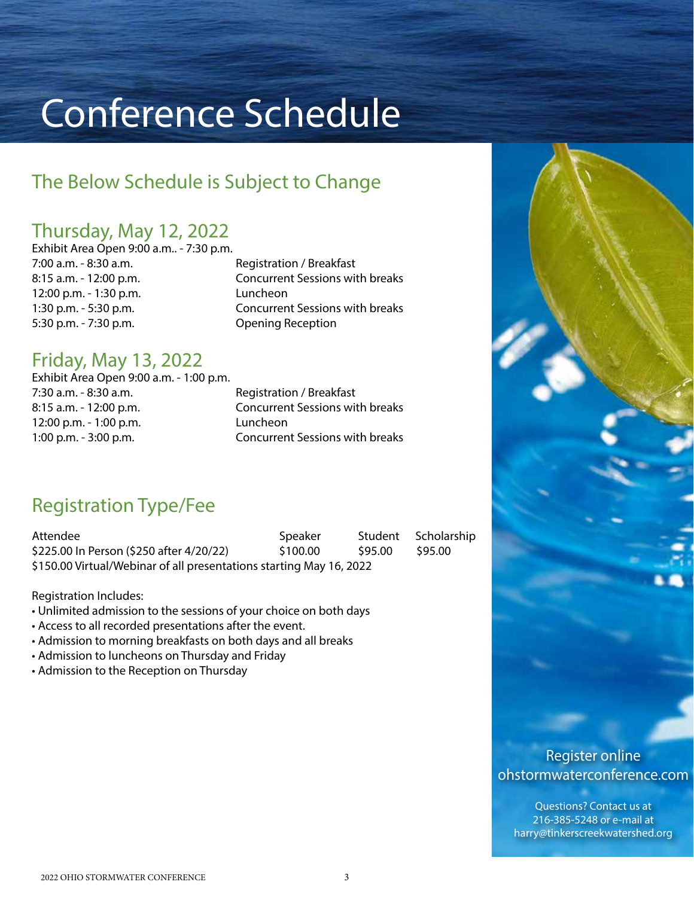# Conference Schedule

## The Below Schedule is Subject to Change

### Thursday, May 12, 2022

Exhibit Area Open 9:00 a.m.. - 7:30 p.m.

| | |
|---|---|
| 7:00 a.m. - 8:30 a.m. | Registration / Breakfast |
| 8:15 a.m. - 12:00 p.m. | Concurrent Sessions with breaks |
| 12:00 p.m. - 1:30 p.m. | Luncheon |
| 1:30 p.m. - 5:30 p.m. | Concurrent Sessions with breaks |
| 5:30 p.m. - 7:30 p.m. | Opening Reception |

### Friday, May 13, 2022

Exhibit Area Open 9:00 a.m. - 1:00 p.m.

| | |
|---|---|
| 7:30 a.m. - 8:30 a.m. | Registration / Breakfast |
| 8:15 a.m. - 12:00 p.m. | Concurrent Sessions with breaks |
| 12:00 p.m. - 1:00 p.m. | Luncheon |
| 1:00 p.m. - 3:00 p.m. | Concurrent Sessions with breaks |

## Registration Type/Fee

| Attendee | Speaker | Student | Scholarship |
|---|---|---|---|
| $225.00 In Person ($250 after 4/20/22) | $100.00 | $95.00 | $95.00 |

$150.00 Virtual/Webinar of all presentations starting May 16, 2022

Registration Includes:

- Unlimited admission to the sessions of your choice on both days
- Access to all recorded presentations after the event.
- Admission to morning breakfasts on both days and all breaks
- Admission to luncheons on Thursday and Friday
- Admission to the Reception on Thursday

Register online
ohstormwaterconference.com

Questions? Contact us at
216-385-5248 or e-mail at
harry@tinkerscreekwatershed.org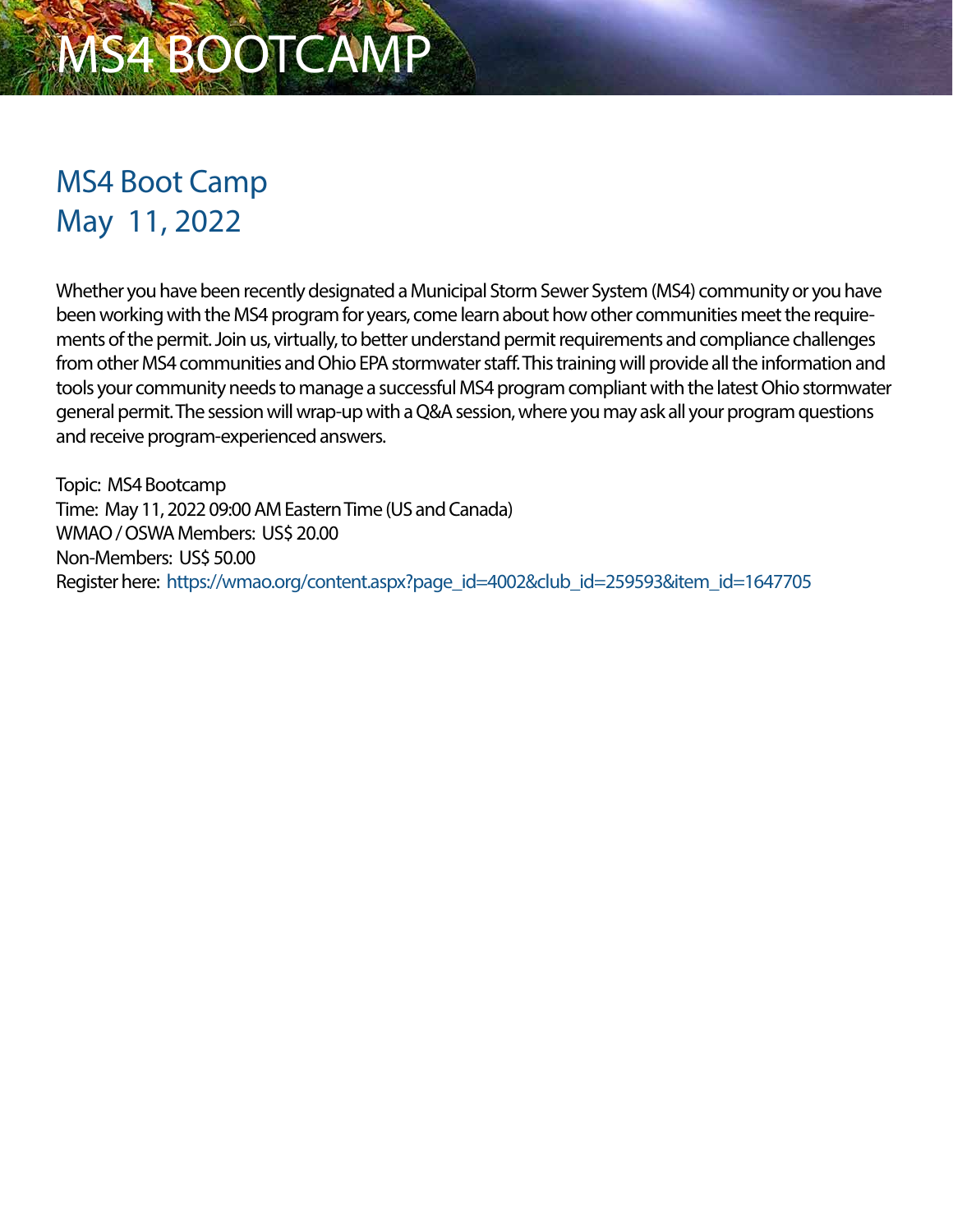# MS4 BOOTCAMP

## MS4 Boot Camp
## May 11, 2022

Whether you have been recently designated a Municipal Storm Sewer System (MS4) community or you have been working with the MS4 program for years, come learn about how other communities meet the requirements of the permit. Join us, virtually, to better understand permit requirements and compliance challenges from other MS4 communities and Ohio EPA stormwater staff. This training will provide all the information and tools your community needs to manage a successful MS4 program compliant with the latest Ohio stormwater general permit. The session will wrap-up with a Q&A session, where you may ask all your program questions and receive program-experienced answers.

Topic: MS4 Bootcamp
Time: May 11, 2022 09:00 AM Eastern Time (US and Canada)
WMAO / OSWA Members: US$ 20.00
Non-Members: US$ 50.00
Register here: https://wmao.org/content.aspx?page_id=4002&club_id=259593&item_id=1647705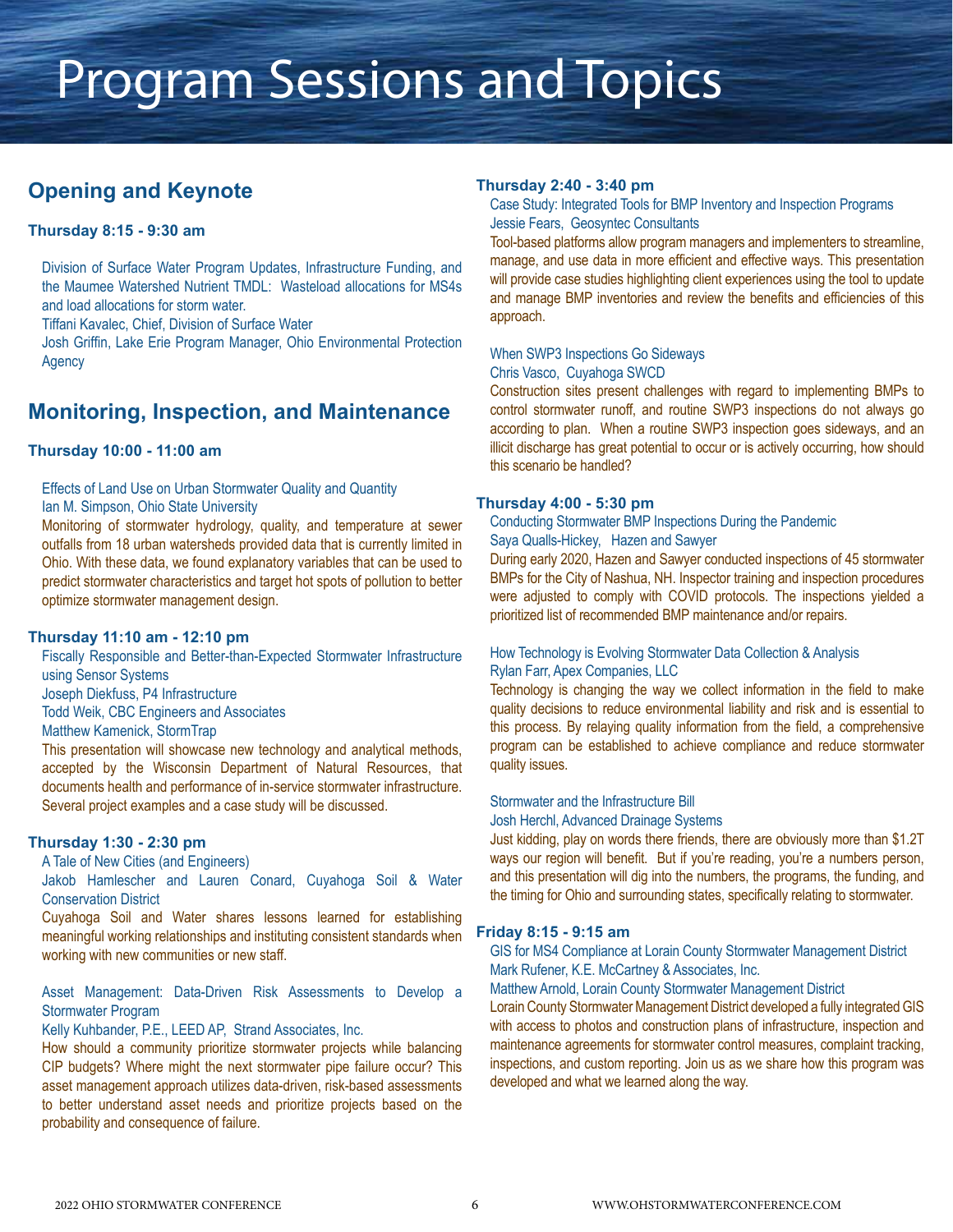# Program Sessions and Topics

## Opening and Keynote

### Thursday 8:15 - 9:30 am

Division of Surface Water Program Updates, Infrastructure Funding, and the Maumee Watershed Nutrient TMDL: Wasteload allocations for MS4s and load allocations for storm water.

Tiffani Kavalec, Chief, Division of Surface Water

Josh Griffin, Lake Erie Program Manager, Ohio Environmental Protection Agency

## Monitoring, Inspection, and Maintenance

### Thursday 10:00 - 11:00 am

Effects of Land Use on Urban Stormwater Quality and Quantity

Ian M. Simpson, Ohio State University

Monitoring of stormwater hydrology, quality, and temperature at sewer outfalls from 18 urban watersheds provided data that is currently limited in Ohio. With these data, we found explanatory variables that can be used to predict stormwater characteristics and target hot spots of pollution to better optimize stormwater management design.

### Thursday 11:10 am - 12:10 pm

Fiscally Responsible and Better-than-Expected Stormwater Infrastructure using Sensor Systems

Joseph Diekfuss, P4 Infrastructure

Todd Weik, CBC Engineers and Associates

Matthew Kamenick, StormTrap

This presentation will showcase new technology and analytical methods, accepted by the Wisconsin Department of Natural Resources, that documents health and performance of in-service stormwater infrastructure. Several project examples and a case study will be discussed.

### Thursday 1:30 - 2:30 pm

A Tale of New Cities (and Engineers)

Jakob Hamlescher and Lauren Conard, Cuyahoga Soil & Water Conservation District

Cuyahoga Soil and Water shares lessons learned for establishing meaningful working relationships and instituting consistent standards when working with new communities or new staff.

Asset Management: Data-Driven Risk Assessments to Develop a Stormwater Program

Kelly Kuhbander, P.E., LEED AP, Strand Associates, Inc.

How should a community prioritize stormwater projects while balancing CIP budgets? Where might the next stormwater pipe failure occur? This asset management approach utilizes data-driven, risk-based assessments to better understand asset needs and prioritize projects based on the probability and consequence of failure.

### Thursday 2:40 - 3:40 pm

Case Study: Integrated Tools for BMP Inventory and Inspection Programs

Jessie Fears, Geosyntec Consultants

Tool-based platforms allow program managers and implementers to streamline, manage, and use data in more efficient and effective ways. This presentation will provide case studies highlighting client experiences using the tool to update and manage BMP inventories and review the benefits and efficiencies of this approach.

When SWP3 Inspections Go Sideways

Chris Vasco, Cuyahoga SWCD

Construction sites present challenges with regard to implementing BMPs to control stormwater runoff, and routine SWP3 inspections do not always go according to plan. When a routine SWP3 inspection goes sideways, and an illicit discharge has great potential to occur or is actively occurring, how should this scenario be handled?

### Thursday 4:00 - 5:30 pm

Conducting Stormwater BMP Inspections During the Pandemic

Saya Qualls-Hickey, Hazen and Sawyer

During early 2020, Hazen and Sawyer conducted inspections of 45 stormwater BMPs for the City of Nashua, NH. Inspector training and inspection procedures were adjusted to comply with COVID protocols. The inspections yielded a prioritized list of recommended BMP maintenance and/or repairs.

How Technology is Evolving Stormwater Data Collection & Analysis

Rylan Farr, Apex Companies, LLC

Technology is changing the way we collect information in the field to make quality decisions to reduce environmental liability and risk and is essential to this process. By relaying quality information from the field, a comprehensive program can be established to achieve compliance and reduce stormwater quality issues.

Stormwater and the Infrastructure Bill

Josh Herchl, Advanced Drainage Systems

Just kidding, play on words there friends, there are obviously more than $1.2T ways our region will benefit. But if you're reading, you're a numbers person, and this presentation will dig into the numbers, the programs, the funding, and the timing for Ohio and surrounding states, specifically relating to stormwater.

### Friday 8:15 - 9:15 am

GIS for MS4 Compliance at Lorain County Stormwater Management District

Mark Rufener, K.E. McCartney & Associates, Inc.

Matthew Arnold, Lorain County Stormwater Management District

Lorain County Stormwater Management District developed a fully integrated GIS with access to photos and construction plans of infrastructure, inspection and maintenance agreements for stormwater control measures, complaint tracking, inspections, and custom reporting. Join us as we share how this program was developed and what we learned along the way.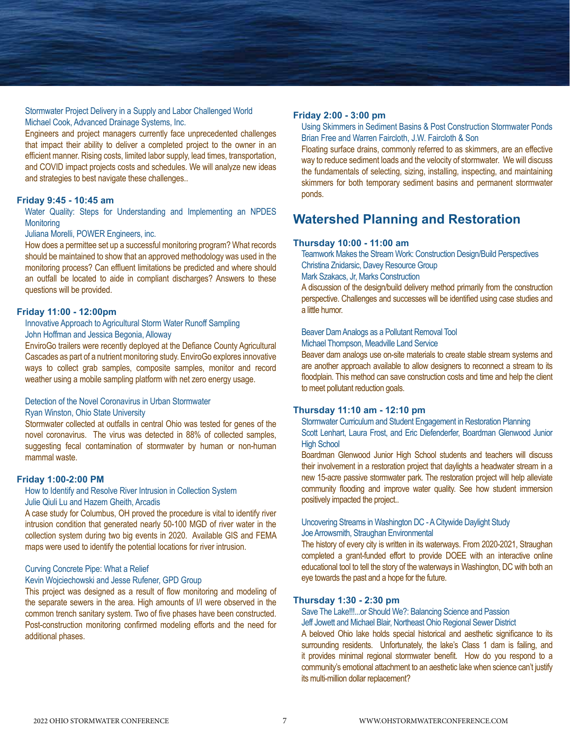Stormwater Project Delivery in a Supply and Labor Challenged World
Michael Cook, Advanced Drainage Systems, Inc.

Engineers and project managers currently face unprecedented challenges that impact their ability to deliver a completed project to the owner in an efficient manner. Rising costs, limited labor supply, lead times, transportation, and COVID impact projects costs and schedules. We will analyze new ideas and strategies to best navigate these challenges..

**Friday 9:45 - 10:45 am**

Water Quality: Steps for Understanding and Implementing an NPDES Monitoring
Juliana Morelli, POWER Engineers, inc.

How does a permittee set up a successful monitoring program? What records should be maintained to show that an approved methodology was used in the monitoring process? Can effluent limitations be predicted and where should an outfall be located to aide in compliant discharges? Answers to these questions will be provided.

**Friday 11:00 - 12:00pm**

Innovative Approach to Agricultural Storm Water Runoff Sampling
John Hoffman and Jessica Begonia, Alloway

EnviroGo trailers were recently deployed at the Defiance County Agricultural Cascades as part of a nutrient monitoring study. EnviroGo explores innovative ways to collect grab samples, composite samples, monitor and record weather using a mobile sampling platform with net zero energy usage.

Detection of the Novel Coronavirus in Urban Stormwater
Ryan Winston, Ohio State University

Stormwater collected at outfalls in central Ohio was tested for genes of the novel coronavirus. The virus was detected in 88% of collected samples, suggesting fecal contamination of stormwater by human or non-human mammal waste.

**Friday 1:00-2:00 PM**

How to Identify and Resolve River Intrusion in Collection System
Julie Qiuli Lu and Hazem Gheith, Arcadis

A case study for Columbus, OH proved the procedure is vital to identify river intrusion condition that generated nearly 50-100 MGD of river water in the collection system during two big events in 2020. Available GIS and FEMA maps were used to identify the potential locations for river intrusion.

Curving Concrete Pipe: What a Relief
Kevin Wojciechowski and Jesse Rufener, GPD Group

This project was designed as a result of flow monitoring and modeling of the separate sewers in the area. High amounts of I/I were observed in the common trench sanitary system. Two of five phases have been constructed. Post-construction monitoring confirmed modeling efforts and the need for additional phases.

**Friday 2:00 - 3:00 pm**

Using Skimmers in Sediment Basins & Post Construction Stormwater Ponds
Brian Free and Warren Faircloth, J.W. Faircloth & Son

Floating surface drains, commonly referred to as skimmers, are an effective way to reduce sediment loads and the velocity of stormwater. We will discuss the fundamentals of selecting, sizing, installing, inspecting, and maintaining skimmers for both temporary sediment basins and permanent stormwater ponds.

## Watershed Planning and Restoration

**Thursday 10:00 - 11:00 am**

Teamwork Makes the Stream Work: Construction Design/Build Perspectives
Christina Znidarsic, Davey Resource Group
Mark Szakacs, Jr, Marks Construction

A discussion of the design/build delivery method primarily from the construction perspective. Challenges and successes will be identified using case studies and a little humor.

Beaver Dam Analogs as a Pollutant Removal Tool
Michael Thompson, Meadville Land Service

Beaver dam analogs use on-site materials to create stable stream systems and are another approach available to allow designers to reconnect a stream to its floodplain. This method can save construction costs and time and help the client to meet pollutant reduction goals.

**Thursday 11:10 am - 12:10 pm**

Stormwater Curriculum and Student Engagement in Restoration Planning
Scott Lenhart, Laura Frost, and Eric Diefenderfer, Boardman Glenwood Junior High School

Boardman Glenwood Junior High School students and teachers will discuss their involvement in a restoration project that daylights a headwater stream in a new 15-acre passive stormwater park. The restoration project will help alleviate community flooding and improve water quality. See how student immersion positively impacted the project..

Uncovering Streams in Washington DC - A Citywide Daylight Study
Joe Arrowsmith, Straughan Environmental

The history of every city is written in its waterways. From 2020-2021, Straughan completed a grant-funded effort to provide DOEE with an interactive online educational tool to tell the story of the waterways in Washington, DC with both an eye towards the past and a hope for the future.

**Thursday 1:30 - 2:30 pm**

Save The Lake!!!...or Should We?: Balancing Science and Passion
Jeff Jowett and Michael Blair, Northeast Ohio Regional Sewer District

A beloved Ohio lake holds special historical and aesthetic significance to its surrounding residents. Unfortunately, the lake's Class 1 dam is failing, and it provides minimal regional stormwater benefit. How do you respond to a community's emotional attachment to an aesthetic lake when science can't justify its multi-million dollar replacement?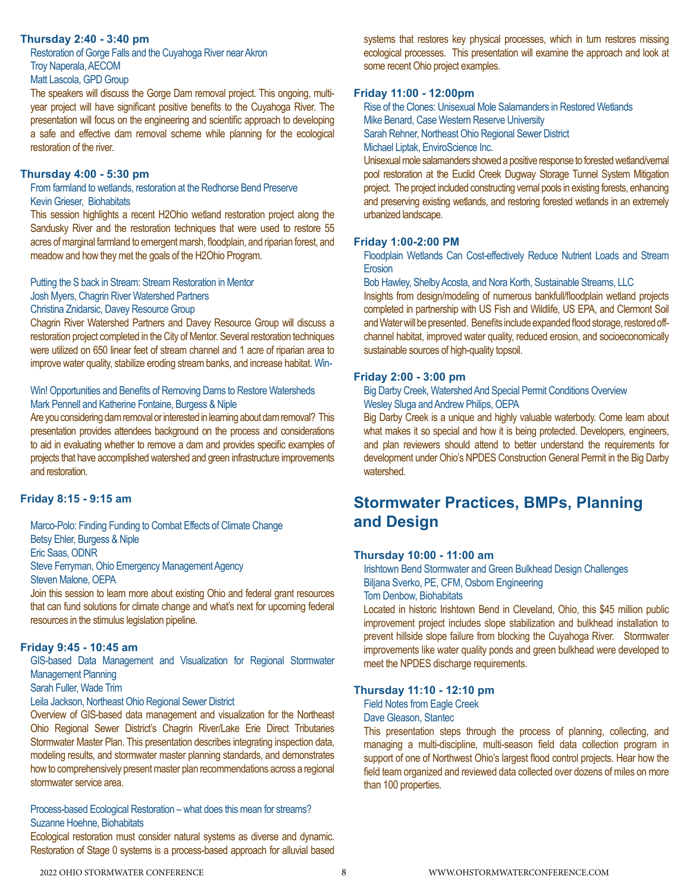**Thursday 2:40 - 3:40 pm**

Restoration of Gorge Falls and the Cuyahoga River near Akron
Troy Naperala, AECOM
Matt Lascola, GPD Group

The speakers will discuss the Gorge Dam removal project. This ongoing, multi-year project will have significant positive benefits to the Cuyahoga River. The presentation will focus on the engineering and scientific approach to developing a safe and effective dam removal scheme while planning for the ecological restoration of the river.

**Thursday 4:00 - 5:30 pm**

From farmland to wetlands, restoration at the Redhorse Bend Preserve
Kevin Grieser, Biohabitats

This session highlights a recent H2Ohio wetland restoration project along the Sandusky River and the restoration techniques that were used to restore 55 acres of marginal farmland to emergent marsh, floodplain, and riparian forest, and meadow and how they met the goals of the H2Ohio Program.

Putting the S back in Stream: Stream Restoration in Mentor
Josh Myers, Chagrin River Watershed Partners
Christina Znidarsic, Davey Resource Group

Chagrin River Watershed Partners and Davey Resource Group will discuss a restoration project completed in the City of Mentor. Several restoration techniques were utilized on 650 linear feet of stream channel and 1 acre of riparian area to improve water quality, stabilize eroding stream banks, and increase habitat.

Win-Win! Opportunities and Benefits of Removing Dams to Restore Watersheds
Mark Pennell and Katherine Fontaine, Burgess & Niple

Are you considering dam removal or interested in learning about dam removal? This presentation provides attendees background on the process and considerations to aid in evaluating whether to remove a dam and provides specific examples of projects that have accomplished watershed and green infrastructure improvements and restoration.

**Friday 8:15 - 9:15 am**

Marco-Polo: Finding Funding to Combat Effects of Climate Change
Betsy Ehler, Burgess & Niple
Eric Saas, ODNR
Steve Ferryman, Ohio Emergency Management Agency
Steven Malone, OEPA

Join this session to learn more about existing Ohio and federal grant resources that can fund solutions for climate change and what's next for upcoming federal resources in the stimulus legislation pipeline.

**Friday 9:45 - 10:45 am**

GIS-based Data Management and Visualization for Regional Stormwater Management Planning
Sarah Fuller, Wade Trim
Leila Jackson, Northeast Ohio Regional Sewer District

Overview of GIS-based data management and visualization for the Northeast Ohio Regional Sewer District's Chagrin River/Lake Erie Direct Tributaries Stormwater Master Plan. This presentation describes integrating inspection data, modeling results, and stormwater master planning standards, and demonstrates how to comprehensively present master plan recommendations across a regional stormwater service area.

Process-based Ecological Restoration – what does this mean for streams?
Suzanne Hoehne, Biohabitats

Ecological restoration must consider natural systems as diverse and dynamic. Restoration of Stage 0 systems is a process-based approach for alluvial based systems that restores key physical processes, which in turn restores missing ecological processes. This presentation will examine the approach and look at some recent Ohio project examples.

**Friday 11:00 - 12:00pm**

Rise of the Clones: Unisexual Mole Salamanders in Restored Wetlands
Mike Benard, Case Western Reserve University
Sarah Rehner, Northeast Ohio Regional Sewer District
Michael Liptak, EnviroScience Inc.

Unisexual mole salamanders showed a positive response to forested wetland/vernal pool restoration at the Euclid Creek Dugway Storage Tunnel System Mitigation project. The project included constructing vernal pools in existing forests, enhancing and preserving existing wetlands, and restoring forested wetlands in an extremely urbanized landscape.

**Friday 1:00-2:00 PM**

Floodplain Wetlands Can Cost-effectively Reduce Nutrient Loads and Stream Erosion
Bob Hawley, Shelby Acosta, and Nora Korth, Sustainable Streams, LLC

Insights from design/modeling of numerous bankfull/floodplain wetland projects completed in partnership with US Fish and Wildlife, US EPA, and Clermont Soil and Water will be presented. Benefits include expanded flood storage, restored off-channel habitat, improved water quality, reduced erosion, and socioeconomically sustainable sources of high-quality topsoil.

**Friday 2:00 - 3:00 pm**

Big Darby Creek, Watershed And Special Permit Conditions Overview
Wesley Sluga and Andrew Philips, OEPA

Big Darby Creek is a unique and highly valuable waterbody. Come learn about what makes it so special and how it is being protected. Developers, engineers, and plan reviewers should attend to better understand the requirements for development under Ohio's NPDES Construction General Permit in the Big Darby watershed.

## Stormwater Practices, BMPs, Planning and Design

**Thursday 10:00 - 11:00 am**

Irishtown Bend Stormwater and Green Bulkhead Design Challenges
Biljana Sverko, PE, CFM, Osborn Engineering
Tom Denbow, Biohabitats

Located in historic Irishtown Bend in Cleveland, Ohio, this $45 million public improvement project includes slope stabilization and bulkhead installation to prevent hillside slope failure from blocking the Cuyahoga River. Stormwater improvements like water quality ponds and green bulkhead were developed to meet the NPDES discharge requirements.

**Thursday 11:10 - 12:10 pm**

Field Notes from Eagle Creek
Dave Gleason, Stantec

This presentation steps through the process of planning, collecting, and managing a multi-discipline, multi-season field data collection program in support of one of Northwest Ohio's largest flood control projects. Hear how the field team organized and reviewed data collected over dozens of miles on more than 100 properties.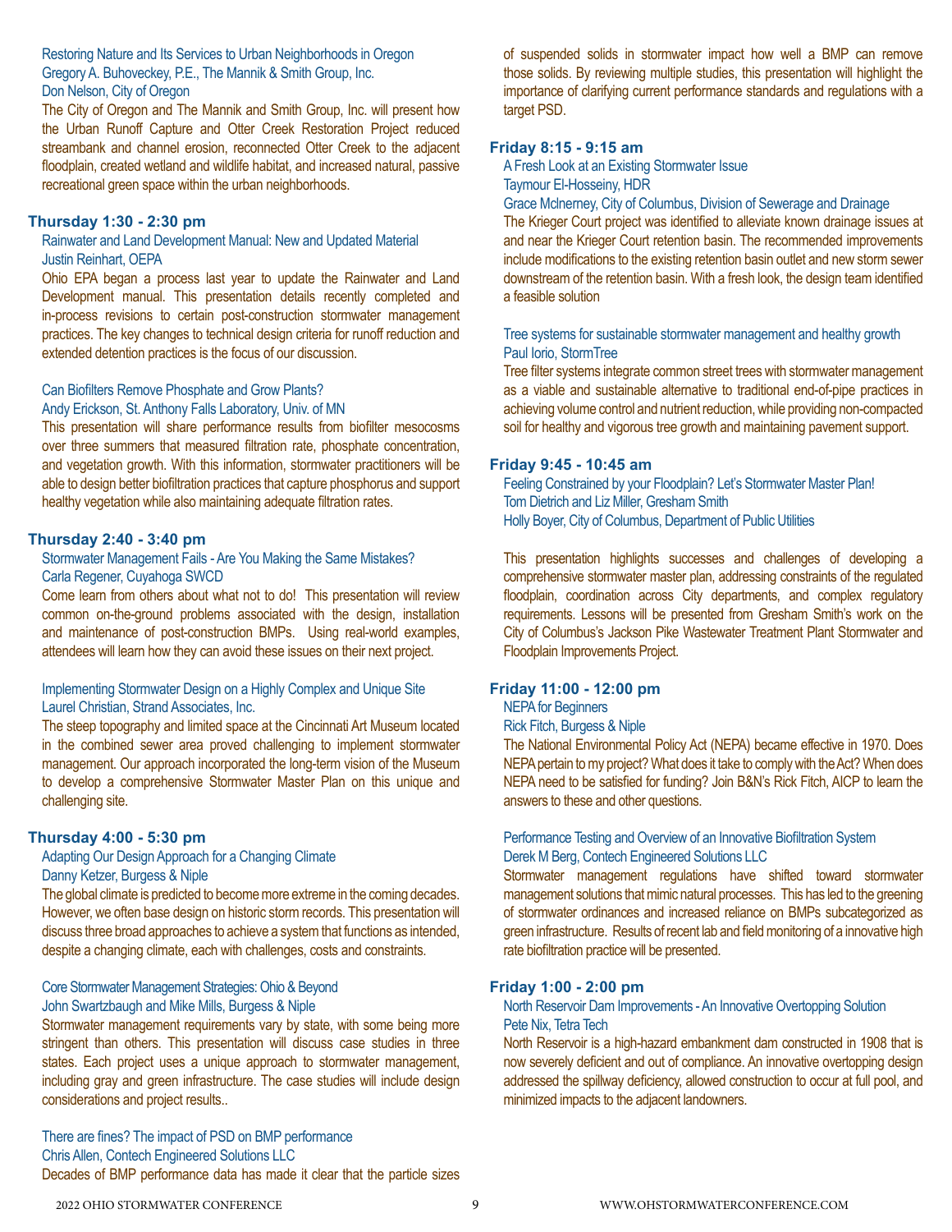Restoring Nature and Its Services to Urban Neighborhoods in Oregon
Gregory A. Buhoveckey, P.E., The Mannik & Smith Group, Inc.
Don Nelson, City of Oregon

The City of Oregon and The Mannik and Smith Group, Inc. will present how the Urban Runoff Capture and Otter Creek Restoration Project reduced streambank and channel erosion, reconnected Otter Creek to the adjacent floodplain, created wetland and wildlife habitat, and increased natural, passive recreational green space within the urban neighborhoods.

## Thursday 1:30 - 2:30 pm

Rainwater and Land Development Manual: New and Updated Material
Justin Reinhart, OEPA

Ohio EPA began a process last year to update the Rainwater and Land Development manual. This presentation details recently completed and in-process revisions to certain post-construction stormwater management practices. The key changes to technical design criteria for runoff reduction and extended detention practices is the focus of our discussion.

Can Biofilters Remove Phosphate and Grow Plants?
Andy Erickson, St. Anthony Falls Laboratory, Univ. of MN

This presentation will share performance results from biofilter mesocosms over three summers that measured filtration rate, phosphate concentration, and vegetation growth. With this information, stormwater practitioners will be able to design better biofiltration practices that capture phosphorus and support healthy vegetation while also maintaining adequate filtration rates.

## Thursday 2:40 - 3:40 pm

Stormwater Management Fails - Are You Making the Same Mistakes?
Carla Regener, Cuyahoga SWCD

Come learn from others about what not to do! This presentation will review common on-the-ground problems associated with the design, installation and maintenance of post-construction BMPs. Using real-world examples, attendees will learn how they can avoid these issues on their next project.

Implementing Stormwater Design on a Highly Complex and Unique Site
Laurel Christian, Strand Associates, Inc.

The steep topography and limited space at the Cincinnati Art Museum located in the combined sewer area proved challenging to implement stormwater management. Our approach incorporated the long-term vision of the Museum to develop a comprehensive Stormwater Master Plan on this unique and challenging site.

## Thursday 4:00 - 5:30 pm

Adapting Our Design Approach for a Changing Climate
Danny Ketzer, Burgess & Niple

The global climate is predicted to become more extreme in the coming decades. However, we often base design on historic storm records. This presentation will discuss three broad approaches to achieve a system that functions as intended, despite a changing climate, each with challenges, costs and constraints.

Core Stormwater Management Strategies: Ohio & Beyond
John Swartzbaugh and Mike Mills, Burgess & Niple

Stormwater management requirements vary by state, with some being more stringent than others. This presentation will discuss case studies in three states. Each project uses a unique approach to stormwater management, including gray and green infrastructure. The case studies will include design considerations and project results..

There are fines? The impact of PSD on BMP performance
Chris Allen, Contech Engineered Solutions LLC

Decades of BMP performance data has made it clear that the particle sizes of suspended solids in stormwater impact how well a BMP can remove those solids. By reviewing multiple studies, this presentation will highlight the importance of clarifying current performance standards and regulations with a target PSD.

## Friday 8:15 - 9:15 am

A Fresh Look at an Existing Stormwater Issue
Taymour El-Hosseiny, HDR
Grace McInerney, City of Columbus, Division of Sewerage and Drainage

The Krieger Court project was identified to alleviate known drainage issues at and near the Krieger Court retention basin. The recommended improvements include modifications to the existing retention basin outlet and new storm sewer downstream of the retention basin. With a fresh look, the design team identified a feasible solution

Tree systems for sustainable stormwater management and healthy growth
Paul Iorio, StormTree

Tree filter systems integrate common street trees with stormwater management as a viable and sustainable alternative to traditional end-of-pipe practices in achieving volume control and nutrient reduction, while providing non-compacted soil for healthy and vigorous tree growth and maintaining pavement support.

## Friday 9:45 - 10:45 am

Feeling Constrained by your Floodplain? Let's Stormwater Master Plan!
Tom Dietrich and Liz Miller, Gresham Smith
Holly Boyer, City of Columbus, Department of Public Utilities

This presentation highlights successes and challenges of developing a comprehensive stormwater master plan, addressing constraints of the regulated floodplain, coordination across City departments, and complex regulatory requirements. Lessons will be presented from Gresham Smith's work on the City of Columbus's Jackson Pike Wastewater Treatment Plant Stormwater and Floodplain Improvements Project.

## Friday 11:00 - 12:00 pm

NEPA for Beginners
Rick Fitch, Burgess & Niple

The National Environmental Policy Act (NEPA) became effective in 1970. Does NEPA pertain to my project? What does it take to comply with the Act? When does NEPA need to be satisfied for funding? Join B&N's Rick Fitch, AICP to learn the answers to these and other questions.

Performance Testing and Overview of an Innovative Biofiltration System
Derek M Berg, Contech Engineered Solutions LLC

Stormwater management regulations have shifted toward stormwater management solutions that mimic natural processes. This has led to the greening of stormwater ordinances and increased reliance on BMPs subcategorized as green infrastructure. Results of recent lab and field monitoring of a innovative high rate biofiltration practice will be presented.

## Friday 1:00 - 2:00 pm

North Reservoir Dam Improvements - An Innovative Overtopping Solution
Pete Nix, Tetra Tech

North Reservoir is a high-hazard embankment dam constructed in 1908 that is now severely deficient and out of compliance. An innovative overtopping design addressed the spillway deficiency, allowed construction to occur at full pool, and minimized impacts to the adjacent landowners.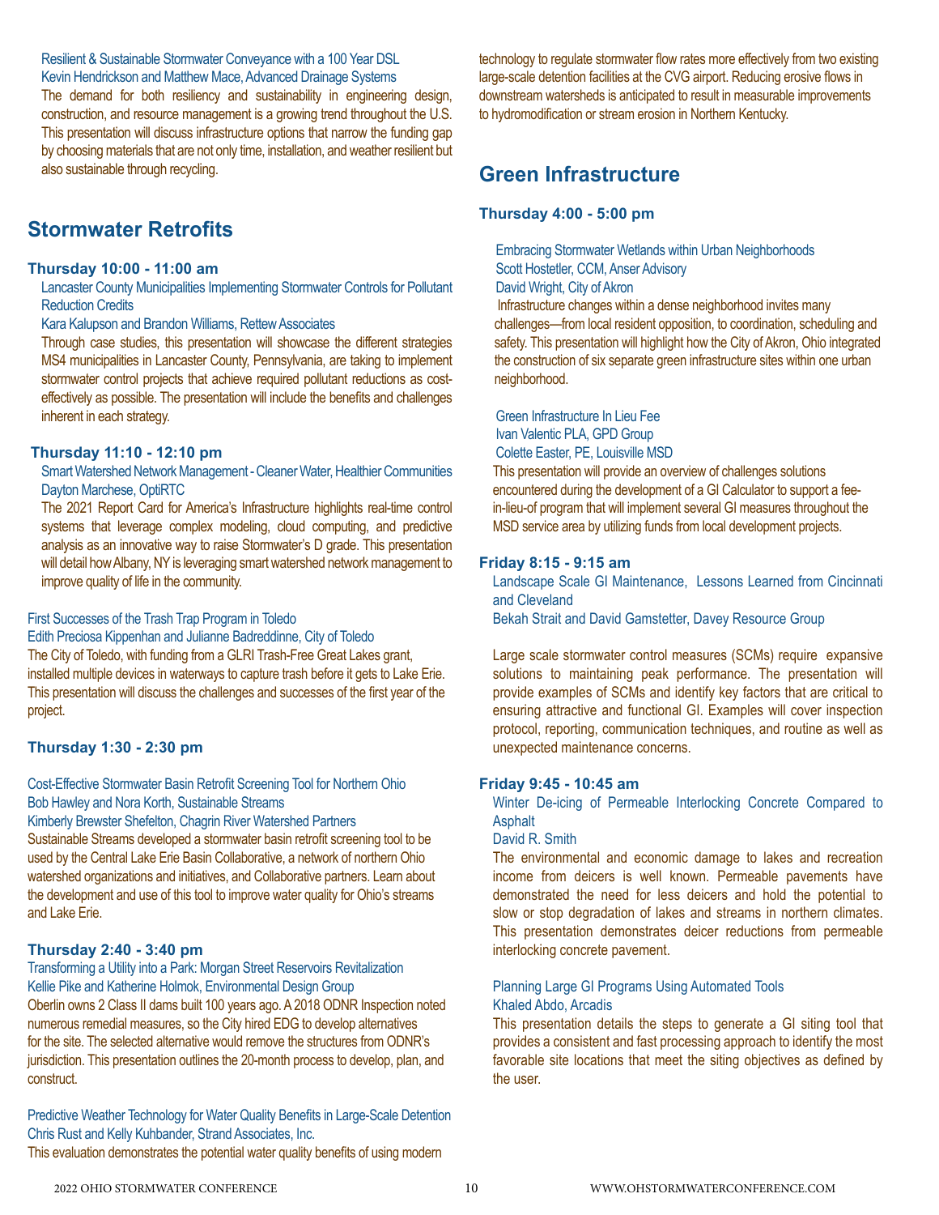Resilient & Sustainable Stormwater Conveyance with a 100 Year DSL
Kevin Hendrickson and Matthew Mace, Advanced Drainage Systems
The demand for both resiliency and sustainability in engineering design, construction, and resource management is a growing trend throughout the U.S. This presentation will discuss infrastructure options that narrow the funding gap by choosing materials that are not only time, installation, and weather resilient but also sustainable through recycling.

## Stormwater Retrofits

### Thursday 10:00 - 11:00 am

Lancaster County Municipalities Implementing Stormwater Controls for Pollutant Reduction Credits
Kara Kalupson and Brandon Williams, Rettew Associates
Through case studies, this presentation will showcase the different strategies MS4 municipalities in Lancaster County, Pennsylvania, are taking to implement stormwater control projects that achieve required pollutant reductions as cost-effectively as possible. The presentation will include the benefits and challenges inherent in each strategy.

### Thursday 11:10 - 12:10 pm

Smart Watershed Network Management - Cleaner Water, Healthier Communities
Dayton Marchese, OptiRTC
The 2021 Report Card for America's Infrastructure highlights real-time control systems that leverage complex modeling, cloud computing, and predictive analysis as an innovative way to raise Stormwater's D grade. This presentation will detail how Albany, NY is leveraging smart watershed network management to improve quality of life in the community.

First Successes of the Trash Trap Program in Toledo
Edith Preciosa Kippenhan and Julianne Badreddinne, City of Toledo
The City of Toledo, with funding from a GLRI Trash-Free Great Lakes grant, installed multiple devices in waterways to capture trash before it gets to Lake Erie. This presentation will discuss the challenges and successes of the first year of the project.

### Thursday 1:30 - 2:30 pm

Cost-Effective Stormwater Basin Retrofit Screening Tool for Northern Ohio
Bob Hawley and Nora Korth, Sustainable Streams
Kimberly Brewster Shefelton, Chagrin River Watershed Partners
Sustainable Streams developed a stormwater basin retrofit screening tool to be used by the Central Lake Erie Basin Collaborative, a network of northern Ohio watershed organizations and initiatives, and Collaborative partners. Learn about the development and use of this tool to improve water quality for Ohio's streams and Lake Erie.

### Thursday 2:40 - 3:40 pm

Transforming a Utility into a Park: Morgan Street Reservoirs Revitalization
Kellie Pike and Katherine Holmok, Environmental Design Group
Oberlin owns 2 Class II dams built 100 years ago. A 2018 ODNR Inspection noted numerous remedial measures, so the City hired EDG to develop alternatives for the site. The selected alternative would remove the structures from ODNR's jurisdiction. This presentation outlines the 20-month process to develop, plan, and construct.

Predictive Weather Technology for Water Quality Benefits in Large-Scale Detention
Chris Rust and Kelly Kuhbander, Strand Associates, Inc.
This evaluation demonstrates the potential water quality benefits of using modern technology to regulate stormwater flow rates more effectively from two existing large-scale detention facilities at the CVG airport. Reducing erosive flows in downstream watersheds is anticipated to result in measurable improvements to hydromodification or stream erosion in Northern Kentucky.

## Green Infrastructure

### Thursday 4:00 - 5:00 pm

Embracing Stormwater Wetlands within Urban Neighborhoods
Scott Hostetler, CCM, Anser Advisory
David Wright, City of Akron
Infrastructure changes within a dense neighborhood invites many challenges—from local resident opposition, to coordination, scheduling and safety. This presentation will highlight how the City of Akron, Ohio integrated the construction of six separate green infrastructure sites within one urban neighborhood.

Green Infrastructure In Lieu Fee
Ivan Valentic PLA, GPD Group
Colette Easter, PE, Louisville MSD
This presentation will provide an overview of challenges solutions encountered during the development of a GI Calculator to support a fee-in-lieu-of program that will implement several GI measures throughout the MSD service area by utilizing funds from local development projects.

### Friday 8:15 - 9:15 am

Landscape Scale GI Maintenance, Lessons Learned from Cincinnati and Cleveland
Bekah Strait and David Gamstetter, Davey Resource Group

Large scale stormwater control measures (SCMs) require expansive solutions to maintaining peak performance. The presentation will provide examples of SCMs and identify key factors that are critical to ensuring attractive and functional GI. Examples will cover inspection protocol, reporting, communication techniques, and routine as well as unexpected maintenance concerns.

### Friday 9:45 - 10:45 am

Winter De-icing of Permeable Interlocking Concrete Compared to Asphalt
David R. Smith
The environmental and economic damage to lakes and recreation income from deicers is well known. Permeable pavements have demonstrated the need for less deicers and hold the potential to slow or stop degradation of lakes and streams in northern climates. This presentation demonstrates deicer reductions from permeable interlocking concrete pavement.

Planning Large GI Programs Using Automated Tools
Khaled Abdo, Arcadis
This presentation details the steps to generate a GI siting tool that provides a consistent and fast processing approach to identify the most favorable site locations that meet the siting objectives as defined by the user.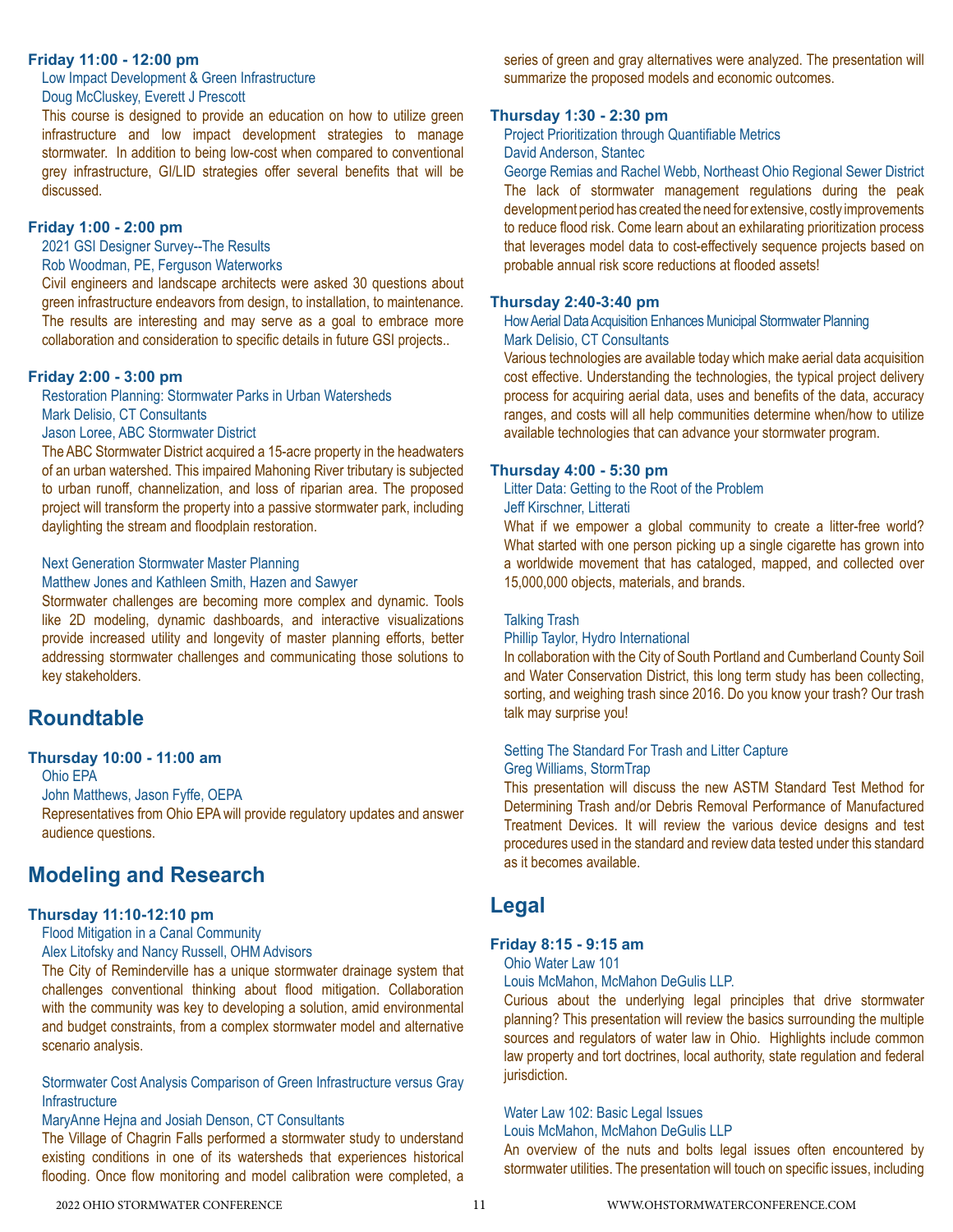**Friday 11:00 - 12:00 pm**

Low Impact Development & Green Infrastructure

Doug McCluskey, Everett J Prescott

This course is designed to provide an education on how to utilize green infrastructure and low impact development strategies to manage stormwater. In addition to being low-cost when compared to conventional grey infrastructure, GI/LID strategies offer several benefits that will be discussed.

**Friday 1:00 - 2:00 pm**

2021 GSI Designer Survey--The Results

Rob Woodman, PE, Ferguson Waterworks

Civil engineers and landscape architects were asked 30 questions about green infrastructure endeavors from design, to installation, to maintenance. The results are interesting and may serve as a goal to embrace more collaboration and consideration to specific details in future GSI projects..

**Friday 2:00 - 3:00 pm**

Restoration Planning: Stormwater Parks in Urban Watersheds

Mark Delisio, CT Consultants

Jason Loree, ABC Stormwater District

The ABC Stormwater District acquired a 15-acre property in the headwaters of an urban watershed. This impaired Mahoning River tributary is subjected to urban runoff, channelization, and loss of riparian area. The proposed project will transform the property into a passive stormwater park, including daylighting the stream and floodplain restoration.

Next Generation Stormwater Master Planning

Matthew Jones and Kathleen Smith, Hazen and Sawyer

Stormwater challenges are becoming more complex and dynamic. Tools like 2D modeling, dynamic dashboards, and interactive visualizations provide increased utility and longevity of master planning efforts, better addressing stormwater challenges and communicating those solutions to key stakeholders.

## Roundtable

**Thursday 10:00 - 11:00 am**

Ohio EPA

John Matthews, Jason Fyffe, OEPA

Representatives from Ohio EPA will provide regulatory updates and answer audience questions.

## Modeling and Research

**Thursday 11:10-12:10 pm**

Flood Mitigation in a Canal Community

Alex Litofsky and Nancy Russell, OHM Advisors

The City of Reminderville has a unique stormwater drainage system that challenges conventional thinking about flood mitigation. Collaboration with the community was key to developing a solution, amid environmental and budget constraints, from a complex stormwater model and alternative scenario analysis.

Stormwater Cost Analysis Comparison of Green Infrastructure versus Gray Infrastructure

MaryAnne Hejna and Josiah Denson, CT Consultants

The Village of Chagrin Falls performed a stormwater study to understand existing conditions in one of its watersheds that experiences historical flooding. Once flow monitoring and model calibration were completed, a series of green and gray alternatives were analyzed. The presentation will summarize the proposed models and economic outcomes.

**Thursday 1:30 - 2:30 pm**

Project Prioritization through Quantifiable Metrics

David Anderson, Stantec

George Remias and Rachel Webb, Northeast Ohio Regional Sewer District

The lack of stormwater management regulations during the peak development period has created the need for extensive, costly improvements to reduce flood risk. Come learn about an exhilarating prioritization process that leverages model data to cost-effectively sequence projects based on probable annual risk score reductions at flooded assets!

**Thursday 2:40-3:40 pm**

How Aerial Data Acquisition Enhances Municipal Stormwater Planning

Mark Delisio, CT Consultants

Various technologies are available today which make aerial data acquisition cost effective. Understanding the technologies, the typical project delivery process for acquiring aerial data, uses and benefits of the data, accuracy ranges, and costs will all help communities determine when/how to utilize available technologies that can advance your stormwater program.

**Thursday 4:00 - 5:30 pm**

Litter Data: Getting to the Root of the Problem

Jeff Kirschner, Litterati

What if we empower a global community to create a litter-free world? What started with one person picking up a single cigarette has grown into a worldwide movement that has cataloged, mapped, and collected over 15,000,000 objects, materials, and brands.

Talking Trash

Phillip Taylor, Hydro International

In collaboration with the City of South Portland and Cumberland County Soil and Water Conservation District, this long term study has been collecting, sorting, and weighing trash since 2016. Do you know your trash? Our trash talk may surprise you!

Setting The Standard For Trash and Litter Capture

Greg Williams, StormTrap

This presentation will discuss the new ASTM Standard Test Method for Determining Trash and/or Debris Removal Performance of Manufactured Treatment Devices. It will review the various device designs and test procedures used in the standard and review data tested under this standard as it becomes available.

## Legal

**Friday 8:15 - 9:15 am**

Ohio Water Law 101

Louis McMahon, McMahon DeGulis LLP.

Curious about the underlying legal principles that drive stormwater planning? This presentation will review the basics surrounding the multiple sources and regulators of water law in Ohio. Highlights include common law property and tort doctrines, local authority, state regulation and federal jurisdiction.

Water Law 102: Basic Legal Issues

Louis McMahon, McMahon DeGulis LLP

An overview of the nuts and bolts legal issues often encountered by stormwater utilities. The presentation will touch on specific issues, including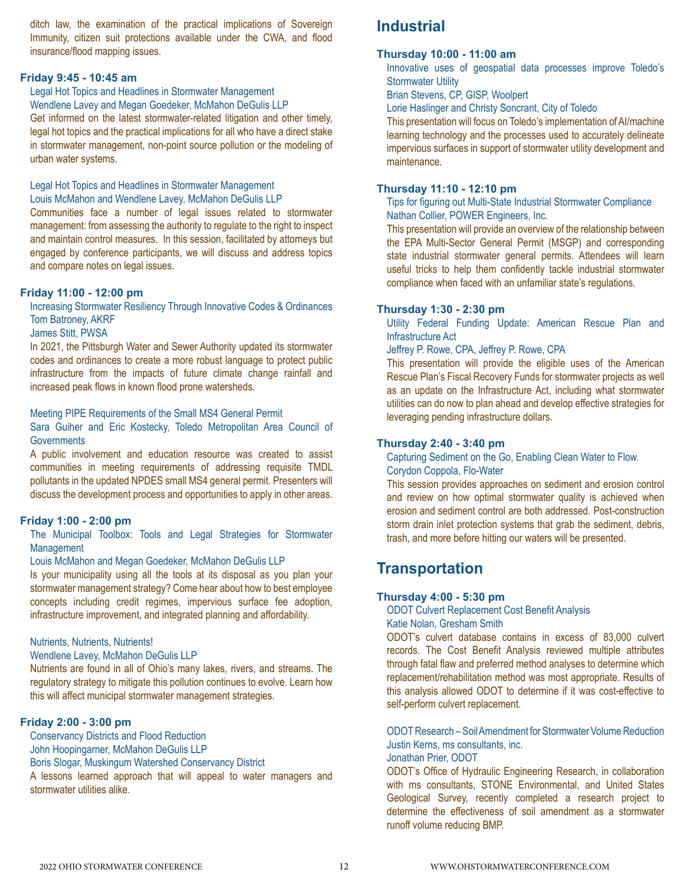ditch law, the examination of the practical implications of Sovereign Immunity, citizen suit protections available under the CWA, and flood insurance/flood mapping issues.

**Friday 9:45 - 10:45 am**

Legal Hot Topics and Headlines in Stormwater Management
Wendlene Lavey and Megan Goedeker, McMahon DeGulis LLP

Get informed on the latest stormwater-related litigation and other timely, legal hot topics and the practical implications for all who have a direct stake in stormwater management, non-point source pollution or the modeling of urban water systems.

Legal Hot Topics and Headlines in Stormwater Management
Louis McMahon and Wendlene Lavey, McMahon DeGulis LLP

Communities face a number of legal issues related to stormwater management: from assessing the authority to regulate to the right to inspect and maintain control measures. In this session, facilitated by attorneys but engaged by conference participants, we will discuss and address topics and compare notes on legal issues.

**Friday 11:00 - 12:00 pm**

Increasing Stormwater Resiliency Through Innovative Codes & Ordinances
Tom Batroney, AKRF
James Stitt, PWSA

In 2021, the Pittsburgh Water and Sewer Authority updated its stormwater codes and ordinances to create a more robust language to protect public infrastructure from the impacts of future climate change rainfall and increased peak flows in known flood prone watersheds.

Meeting PIPE Requirements of the Small MS4 General Permit
Sara Guiher and Eric Kostecky, Toledo Metropolitan Area Council of Governments

A public involvement and education resource was created to assist communities in meeting requirements of addressing requisite TMDL pollutants in the updated NPDES small MS4 general permit. Presenters will discuss the development process and opportunities to apply in other areas.

**Friday 1:00 - 2:00 pm**

The Municipal Toolbox: Tools and Legal Strategies for Stormwater Management
Louis McMahon and Megan Goedeker, McMahon DeGulis LLP

Is your municipality using all the tools at its disposal as you plan your stormwater management strategy? Come hear about how to best employee concepts including credit regimes, impervious surface fee adoption, infrastructure improvement, and integrated planning and affordability.

Nutrients, Nutrients, Nutrients!
Wendlene Lavey, McMahon DeGulis LLP

Nutrients are found in all of Ohio's many lakes, rivers, and streams. The regulatory strategy to mitigate this pollution continues to evolve. Learn how this will affect municipal stormwater management strategies.

**Friday 2:00 - 3:00 pm**

Conservancy Districts and Flood Reduction
John Hoopingarner, McMahon DeGulis LLP
Boris Slogar, Muskingum Watershed Conservancy District

A lessons learned approach that will appeal to water managers and stormwater utilities alike.

## Industrial

**Thursday 10:00 - 11:00 am**

Innovative uses of geospatial data processes improve Toledo's Stormwater Utility
Brian Stevens, CP, GISP, Woolpert
Lorie Haslinger and Christy Soncrant, City of Toledo

This presentation will focus on Toledo's implementation of AI/machine learning technology and the processes used to accurately delineate impervious surfaces in support of stormwater utility development and maintenance.

**Thursday 11:10 - 12:10 pm**

Tips for figuring out Multi-State Industrial Stormwater Compliance
Nathan Collier, POWER Engineers, Inc.

This presentation will provide an overview of the relationship between the EPA Multi-Sector General Permit (MSGP) and corresponding state industrial stormwater general permits. Attendees will learn useful tricks to help them confidently tackle industrial stormwater compliance when faced with an unfamiliar state's regulations.

**Thursday 1:30 - 2:30 pm**

Utility Federal Funding Update: American Rescue Plan and Infrastructure Act
Jeffrey P. Rowe, CPA, Jeffrey P. Rowe, CPA

This presentation will provide the eligible uses of the American Rescue Plan's Fiscal Recovery Funds for stormwater projects as well as an update on the Infrastructure Act, including what stormwater utilities can do now to plan ahead and develop effective strategies for leveraging pending infrastructure dollars.

**Thursday 2:40 - 3:40 pm**

Capturing Sediment on the Go, Enabling Clean Water to Flow.
Corydon Coppola, Flo-Water

This session provides approaches on sediment and erosion control and review on how optimal stormwater quality is achieved when erosion and sediment control are both addressed. Post-construction storm drain inlet protection systems that grab the sediment, debris, trash, and more before hitting our waters will be presented.

## Transportation

**Thursday 4:00 - 5:30 pm**

ODOT Culvert Replacement Cost Benefit Analysis
Katie Nolan, Gresham Smith

ODOT's culvert database contains in excess of 83,000 culvert records. The Cost Benefit Analysis reviewed multiple attributes through fatal flaw and preferred method analyses to determine which replacement/rehabilitation method was most appropriate. Results of this analysis allowed ODOT to determine if it was cost-effective to self-perform culvert replacement.

ODOT Research – Soil Amendment for Stormwater Volume Reduction
Justin Kerns, ms consultants, inc.
Jonathan Prier, ODOT

ODOT's Office of Hydraulic Engineering Research, in collaboration with ms consultants, STONE Environmental, and United States Geological Survey, recently completed a research project to determine the effectiveness of soil amendment as a stormwater runoff volume reducing BMP.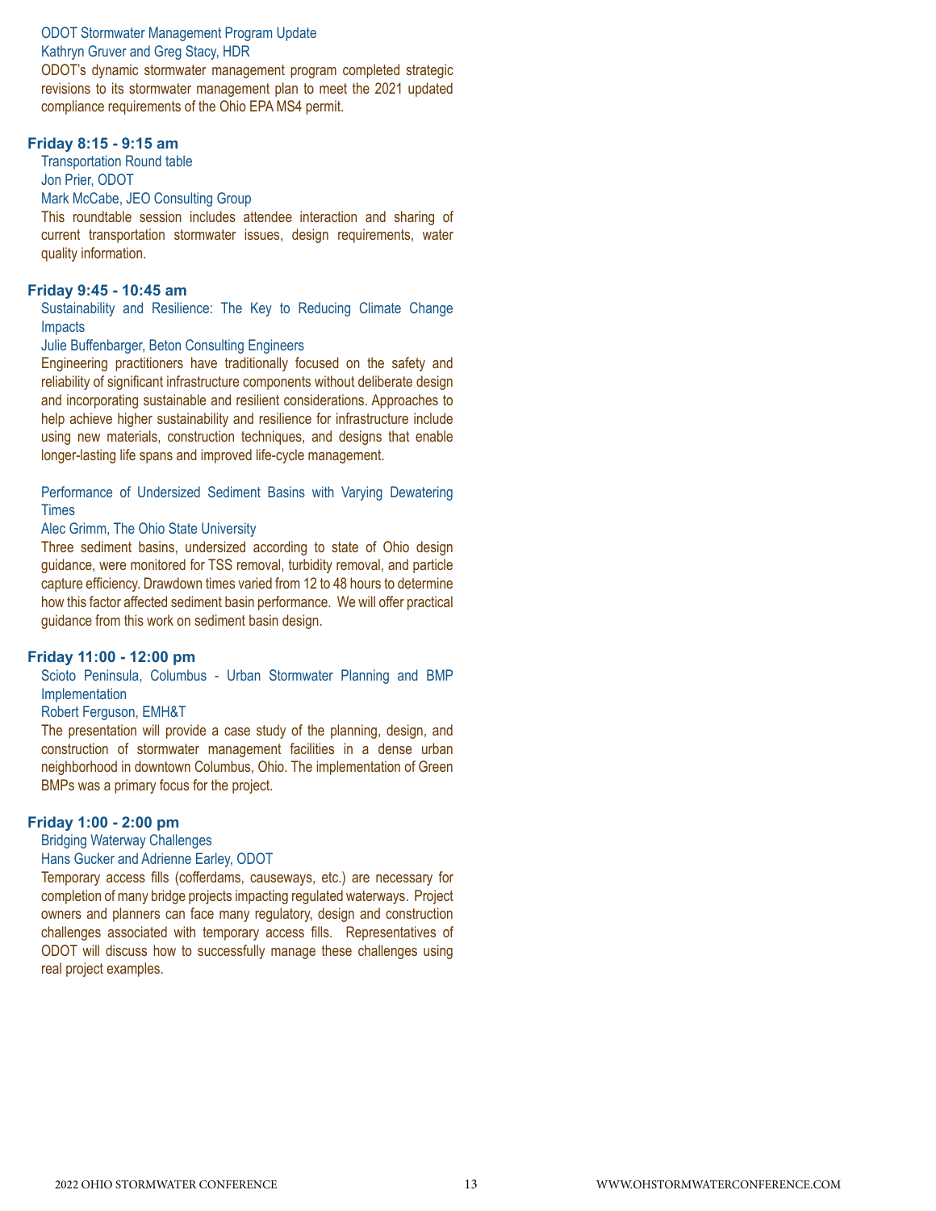ODOT Stormwater Management Program Update

Kathryn Gruver and Greg Stacy, HDR

ODOT's dynamic stormwater management program completed strategic revisions to its stormwater management plan to meet the 2021 updated compliance requirements of the Ohio EPA MS4 permit.

### Friday 8:15 - 9:15 am

Transportation Round table

Jon Prier, ODOT

Mark McCabe, JEO Consulting Group

This roundtable session includes attendee interaction and sharing of current transportation stormwater issues, design requirements, water quality information.

### Friday 9:45 - 10:45 am

Sustainability and Resilience: The Key to Reducing Climate Change Impacts

Julie Buffenbarger, Beton Consulting Engineers

Engineering practitioners have traditionally focused on the safety and reliability of significant infrastructure components without deliberate design and incorporating sustainable and resilient considerations. Approaches to help achieve higher sustainability and resilience for infrastructure include using new materials, construction techniques, and designs that enable longer-lasting life spans and improved life-cycle management.

Performance of Undersized Sediment Basins with Varying Dewatering Times

Alec Grimm, The Ohio State University

Three sediment basins, undersized according to state of Ohio design guidance, were monitored for TSS removal, turbidity removal, and particle capture efficiency. Drawdown times varied from 12 to 48 hours to determine how this factor affected sediment basin performance. We will offer practical guidance from this work on sediment basin design.

### Friday 11:00 - 12:00 pm

Scioto Peninsula, Columbus - Urban Stormwater Planning and BMP Implementation

Robert Ferguson, EMH&T

The presentation will provide a case study of the planning, design, and construction of stormwater management facilities in a dense urban neighborhood in downtown Columbus, Ohio. The implementation of Green BMPs was a primary focus for the project.

### Friday 1:00 - 2:00 pm

Bridging Waterway Challenges

Hans Gucker and Adrienne Earley, ODOT

Temporary access fills (cofferdams, causeways, etc.) are necessary for completion of many bridge projects impacting regulated waterways. Project owners and planners can face many regulatory, design and construction challenges associated with temporary access fills. Representatives of ODOT will discuss how to successfully manage these challenges using real project examples.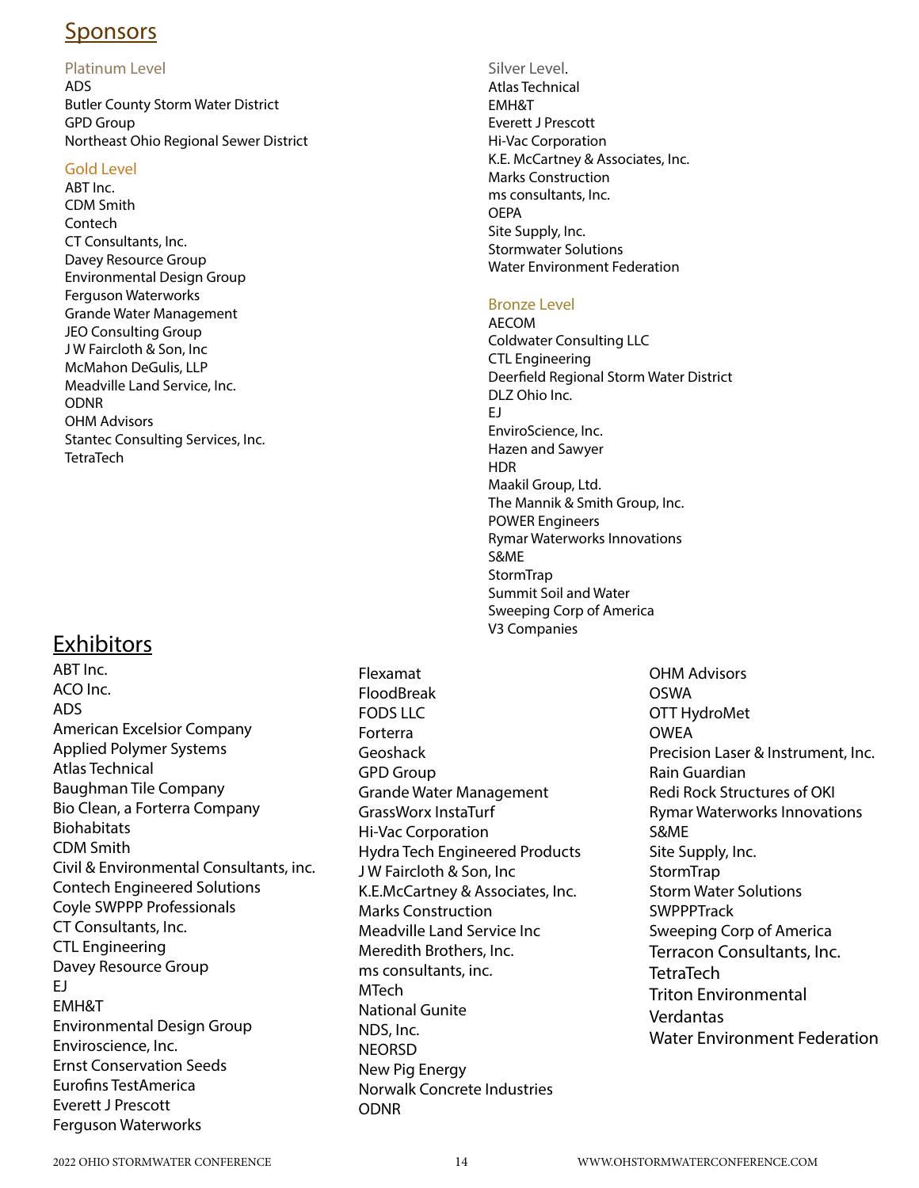## Sponsors

### Platinum Level

ADS
Butler County Storm Water District
GPD Group
Northeast Ohio Regional Sewer District

### Gold Level

ABT Inc.
CDM Smith
Contech
CT Consultants, Inc.
Davey Resource Group
Environmental Design Group
Ferguson Waterworks
Grande Water Management
JEO Consulting Group
J W Faircloth & Son, Inc
McMahon DeGulis, LLP
Meadville Land Service, Inc.
ODNR
OHM Advisors
Stantec Consulting Services, Inc.
TetraTech

### Silver Level.

Atlas Technical
EMH&T
Everett J Prescott
Hi-Vac Corporation
K.E. McCartney & Associates, Inc.
Marks Construction
ms consultants, Inc.
OEPA
Site Supply, Inc.
Stormwater Solutions
Water Environment Federation

### Bronze Level

AECOM
Coldwater Consulting LLC
CTL Engineering
Deerfield Regional Storm Water District
DLZ Ohio Inc.
EJ
EnviroScience, Inc.
Hazen and Sawyer
HDR
Maakil Group, Ltd.
The Mannik & Smith Group, Inc.
POWER Engineers
Rymar Waterworks Innovations
S&ME
StormTrap
Summit Soil and Water
Sweeping Corp of America
V3 Companies

## Exhibitors

ABT Inc.
ACO Inc.
ADS
American Excelsior Company
Applied Polymer Systems
Atlas Technical
Baughman Tile Company
Bio Clean, a Forterra Company
Biohabitats
CDM Smith
Civil & Environmental Consultants, inc.
Contech Engineered Solutions
Coyle SWPPP Professionals
CT Consultants, Inc.
CTL Engineering
Davey Resource Group
EJ
EMH&T
Environmental Design Group
Enviroscience, Inc.
Ernst Conservation Seeds
Eurofins TestAmerica
Everett J Prescott
Ferguson Waterworks
Flexamat
FloodBreak
FODS LLC
Forterra
Geoshack
GPD Group
Grande Water Management
GrassWorx InstaTurf
Hi-Vac Corporation
Hydra Tech Engineered Products
J W Faircloth & Son, Inc
K.E.McCartney & Associates, Inc.
Marks Construction
Meadville Land Service Inc
Meredith Brothers, Inc.
ms consultants, inc.
MTech
National Gunite
NDS, Inc.
NEORSD
New Pig Energy
Norwalk Concrete Industries
ODNR
OHM Advisors
OSWA
OTT HydroMet
OWEA
Precision Laser & Instrument, Inc.
Rain Guardian
Redi Rock Structures of OKI
Rymar Waterworks Innovations
S&ME
Site Supply, Inc.
StormTrap
Storm Water Solutions
SWPPPTrack
Sweeping Corp of America
Terracon Consultants, Inc.
TetraTech
Triton Environmental
Verdantas
Water Environment Federation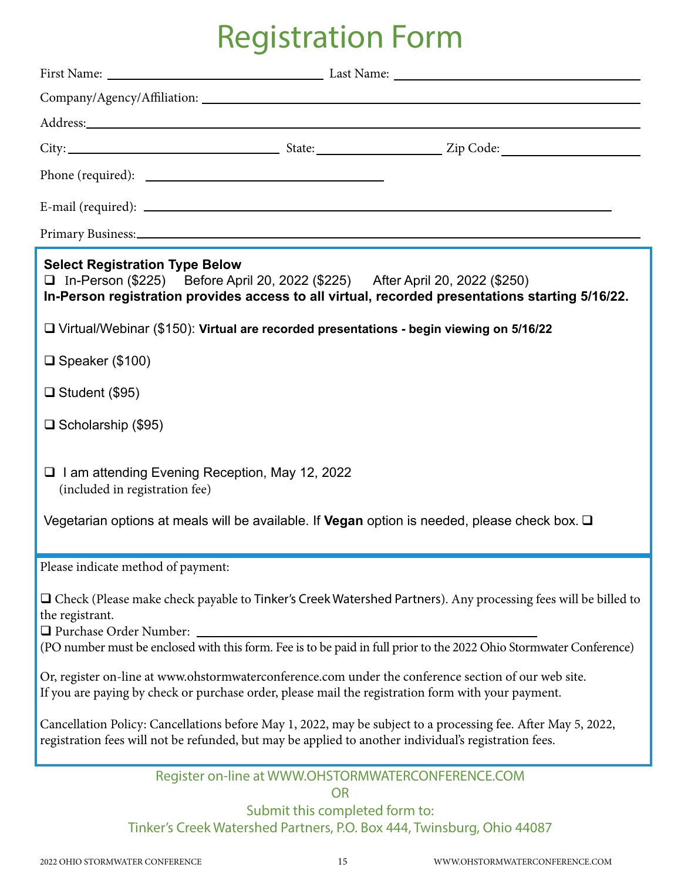# Registration Form

First Name: ______________________ Last Name: ______________________

Company/Agency/Affiliation: ______________________

Address: ______________________

City: ______________________ State: ______________ Zip Code: ______________

Phone (required): ______________________

E-mail (required): ______________________

Primary Business: ______________________

**Select Registration Type Below**

❑ In-Person ($225) Before April 20, 2022 ($225) After April 20, 2022 ($250)

**In-Person registration provides access to all virtual, recorded presentations starting 5/16/22.**

❑ Virtual/Webinar ($150): **Virtual are recorded presentations - begin viewing on 5/16/22**

❑ Speaker ($100)

❑ Student ($95)

❑ Scholarship ($95)

❑ I am attending Evening Reception, May 12, 2022
(included in registration fee)

Vegetarian options at meals will be available. If **Vegan** option is needed, please check box. ❑

Please indicate method of payment:

❑ Check (Please make check payable to Tinker's Creek Watershed Partners). Any processing fees will be billed to the registrant.

❑ Purchase Order Number: ______________________

(PO number must be enclosed with this form. Fee is to be paid in full prior to the 2022 Ohio Stormwater Conference)

Or, register on-line at www.ohstormwaterconference.com under the conference section of our web site.
If you are paying by check or purchase order, please mail the registration form with your payment.

Cancellation Policy: Cancellations before May 1, 2022, may be subject to a processing fee. After May 5, 2022, registration fees will not be refunded, but may be applied to another individual's registration fees.

Register on-line at WWW.OHSTORMWATERCONFERENCE.COM

OR

Submit this completed form to:

Tinker's Creek Watershed Partners, P.O. Box 444, Twinsburg, Ohio 44087